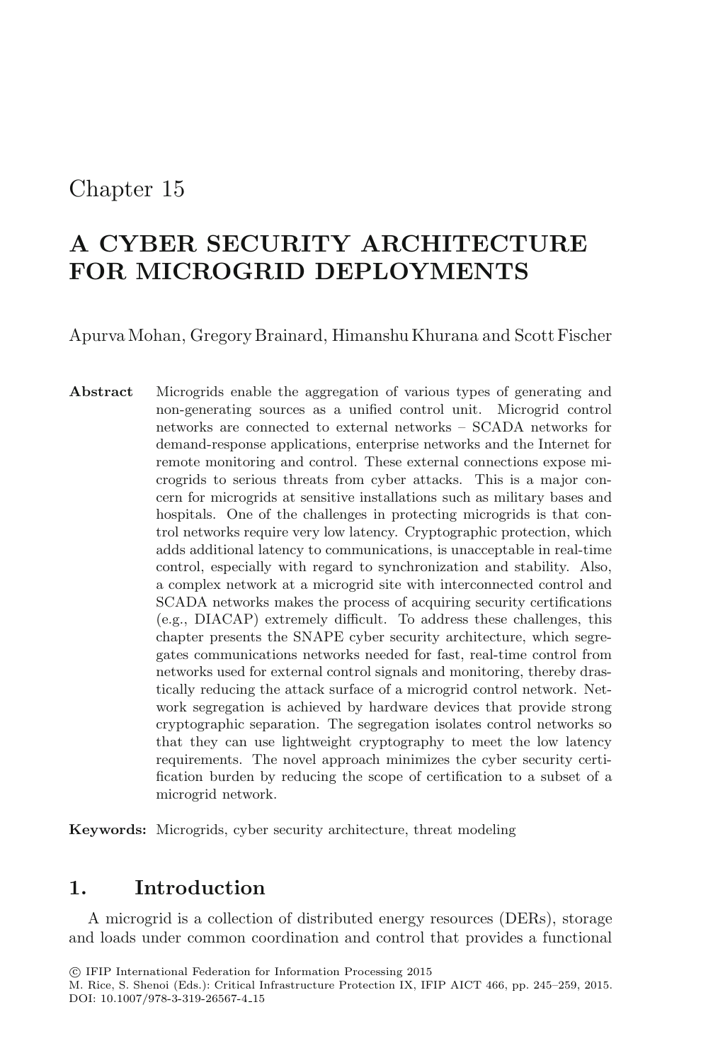# Chapter 15

# A CYBER SECURITY ARCHITECTURE FOR MICROGRID DEPLOYMENTS

Apurva Mohan, Gregory Brainard, Himanshu Khurana and Scott Fischer

**Abstract** Microgrids enable the aggregation of various types of generating and non-generating sources as a unified control unit. Microgrid control networks are connected to external networks – SCADA networks for demand-response applications, enterprise networks and the Internet for remote monitoring and control. These external connections expose microgrids to serious threats from cyber attacks. This is a major concern for microgrids at sensitive installations such as military bases and hospitals. One of the challenges in protecting microgrids is that control networks require very low latency. Cryptographic protection, which adds additional latency to communications, is unacceptable in real-time control, especially with regard to synchronization and stability. Also, a complex network at a microgrid site with interconnected control and SCADA networks makes the process of acquiring security certifications (e.g., DIACAP) extremely difficult. To address these challenges, this chapter presents the SNAPE cyber security architecture, which segregates communications networks needed for fast, real-time control from networks used for external control signals and monitoring, thereby drastically reducing the attack surface of a microgrid control network. Network segregation is achieved by hardware devices that provide strong cryptographic separation. The segregation isolates control networks so that they can use lightweight cryptography to meet the low latency requirements. The novel approach minimizes the cyber security certification burden by reducing the scope of certification to a subset of a microgrid network.

**Keywords:** Microgrids, cyber security architecture, threat modeling

## 1. Introduction

A microgrid is a collection of distributed energy resources (DERs), storage and loads under common coordination and control that provides a functional

© IFIP International Federation for Information Processing 2015
M. Rice, S. Shenoi (Eds.): Critical Infrastructure Protection IX, IFIP AICT 466, pp. 245–259, 2015.
DOI: 10.1007/978-3-319-26567-4_15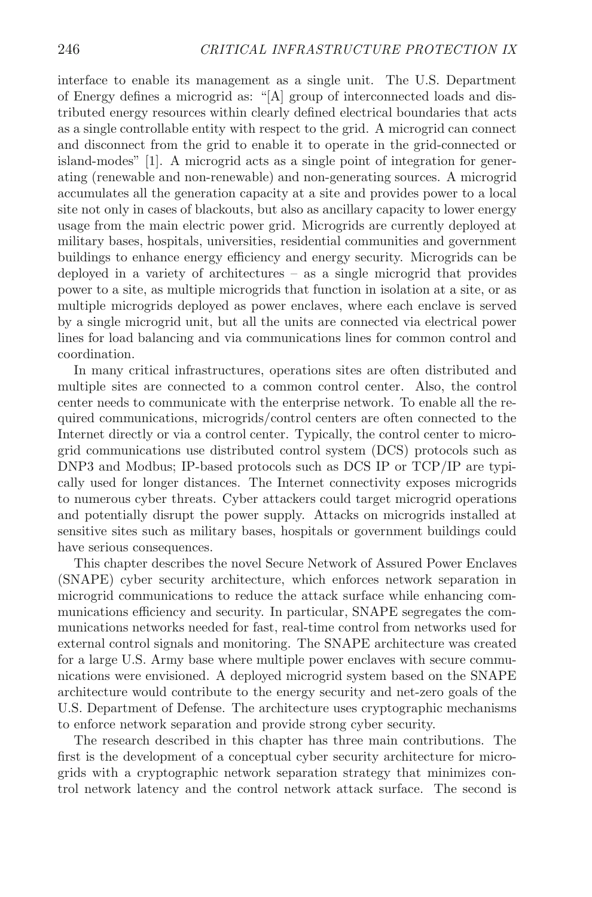interface to enable its management as a single unit. The U.S. Department of Energy defines a microgrid as: "[A] group of interconnected loads and distributed energy resources within clearly defined electrical boundaries that acts as a single controllable entity with respect to the grid. A microgrid can connect and disconnect from the grid to enable it to operate in the grid-connected or island-modes" [1]. A microgrid acts as a single point of integration for generating (renewable and non-renewable) and non-generating sources. A microgrid accumulates all the generation capacity at a site and provides power to a local site not only in cases of blackouts, but also as ancillary capacity to lower energy usage from the main electric power grid. Microgrids are currently deployed at military bases, hospitals, universities, residential communities and government buildings to enhance energy efficiency and energy security. Microgrids can be deployed in a variety of architectures – as a single microgrid that provides power to a site, as multiple microgrids that function in isolation at a site, or as multiple microgrids deployed as power enclaves, where each enclave is served by a single microgrid unit, but all the units are connected via electrical power lines for load balancing and via communications lines for common control and coordination.

In many critical infrastructures, operations sites are often distributed and multiple sites are connected to a common control center. Also, the control center needs to communicate with the enterprise network. To enable all the required communications, microgrids/control centers are often connected to the Internet directly or via a control center. Typically, the control center to microgrid communications use distributed control system (DCS) protocols such as DNP3 and Modbus; IP-based protocols such as DCS IP or TCP/IP are typically used for longer distances. The Internet connectivity exposes microgrids to numerous cyber threats. Cyber attackers could target microgrid operations and potentially disrupt the power supply. Attacks on microgrids installed at sensitive sites such as military bases, hospitals or government buildings could have serious consequences.

This chapter describes the novel Secure Network of Assured Power Enclaves (SNAPE) cyber security architecture, which enforces network separation in microgrid communications to reduce the attack surface while enhancing communications efficiency and security. In particular, SNAPE segregates the communications networks needed for fast, real-time control from networks used for external control signals and monitoring. The SNAPE architecture was created for a large U.S. Army base where multiple power enclaves with secure communications were envisioned. A deployed microgrid system based on the SNAPE architecture would contribute to the energy security and net-zero goals of the U.S. Department of Defense. The architecture uses cryptographic mechanisms to enforce network separation and provide strong cyber security.

The research described in this chapter has three main contributions. The first is the development of a conceptual cyber security architecture for microgrids with a cryptographic network separation strategy that minimizes control network latency and the control network attack surface. The second is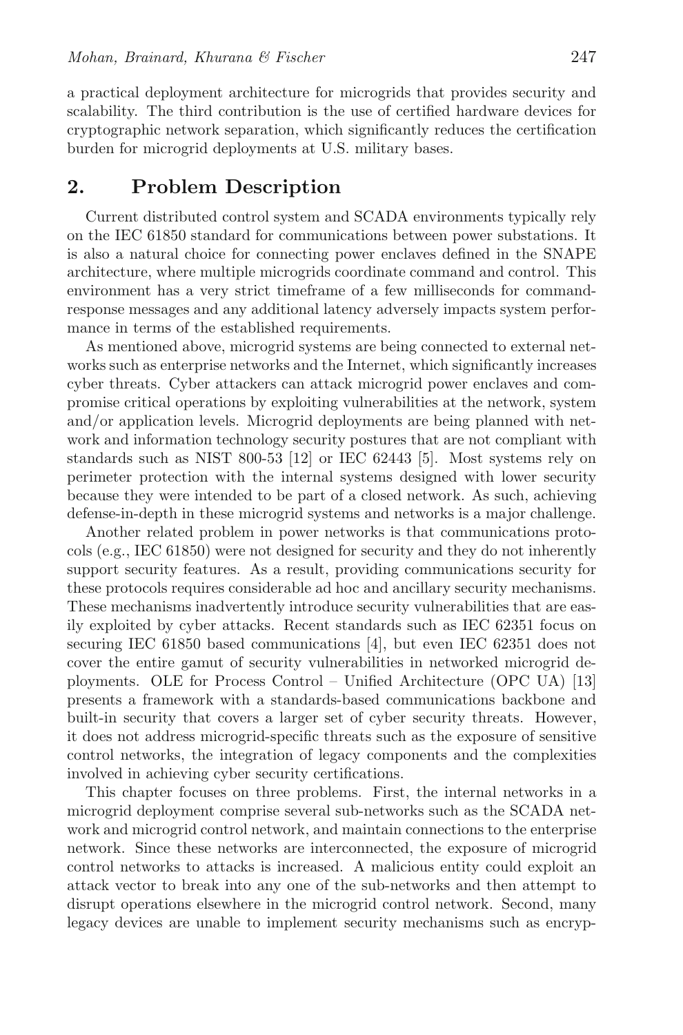a practical deployment architecture for microgrids that provides security and scalability. The third contribution is the use of certified hardware devices for cryptographic network separation, which significantly reduces the certification burden for microgrid deployments at U.S. military bases.

## 2. Problem Description

Current distributed control system and SCADA environments typically rely on the IEC 61850 standard for communications between power substations. It is also a natural choice for connecting power enclaves defined in the SNAPE architecture, where multiple microgrids coordinate command and control. This environment has a very strict timeframe of a few milliseconds for command-response messages and any additional latency adversely impacts system performance in terms of the established requirements.

As mentioned above, microgrid systems are being connected to external networks such as enterprise networks and the Internet, which significantly increases cyber threats. Cyber attackers can attack microgrid power enclaves and compromise critical operations by exploiting vulnerabilities at the network, system and/or application levels. Microgrid deployments are being planned with network and information technology security postures that are not compliant with standards such as NIST 800-53 [12] or IEC 62443 [5]. Most systems rely on perimeter protection with the internal systems designed with lower security because they were intended to be part of a closed network. As such, achieving defense-in-depth in these microgrid systems and networks is a major challenge.

Another related problem in power networks is that communications protocols (e.g., IEC 61850) were not designed for security and they do not inherently support security features. As a result, providing communications security for these protocols requires considerable ad hoc and ancillary security mechanisms. These mechanisms inadvertently introduce security vulnerabilities that are easily exploited by cyber attacks. Recent standards such as IEC 62351 focus on securing IEC 61850 based communications [4], but even IEC 62351 does not cover the entire gamut of security vulnerabilities in networked microgrid deployments. OLE for Process Control – Unified Architecture (OPC UA) [13] presents a framework with a standards-based communications backbone and built-in security that covers a larger set of cyber security threats. However, it does not address microgrid-specific threats such as the exposure of sensitive control networks, the integration of legacy components and the complexities involved in achieving cyber security certifications.

This chapter focuses on three problems. First, the internal networks in a microgrid deployment comprise several sub-networks such as the SCADA network and microgrid control network, and maintain connections to the enterprise network. Since these networks are interconnected, the exposure of microgrid control networks to attacks is increased. A malicious entity could exploit an attack vector to break into any one of the sub-networks and then attempt to disrupt operations elsewhere in the microgrid control network. Second, many legacy devices are unable to implement security mechanisms such as encryp-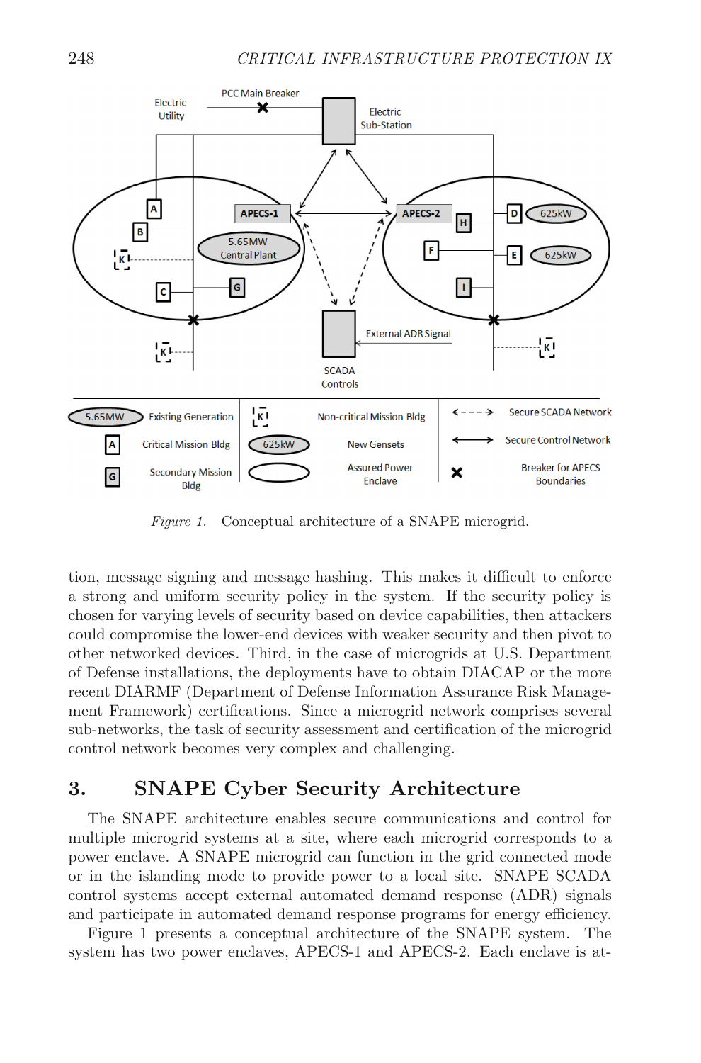Figure 1. Conceptual architecture of a SNAPE microgrid.

tion, message signing and message hashing. This makes it difficult to enforce a strong and uniform security policy in the system. If the security policy is chosen for varying levels of security based on device capabilities, then attackers could compromise the lower-end devices with weaker security and then pivot to other networked devices. Third, in the case of microgrids at U.S. Department of Defense installations, the deployments have to obtain DIACAP or the more recent DIARMF (Department of Defense Information Assurance Risk Management Framework) certifications. Since a microgrid network comprises several sub-networks, the task of security assessment and certification of the microgrid control network becomes very complex and challenging.

## 3. SNAPE Cyber Security Architecture

The SNAPE architecture enables secure communications and control for multiple microgrid systems at a site, where each microgrid corresponds to a power enclave. A SNAPE microgrid can function in the grid connected mode or in the islanding mode to provide power to a local site. SNAPE SCADA control systems accept external automated demand response (ADR) signals and participate in automated demand response programs for energy efficiency.

Figure 1 presents a conceptual architecture of the SNAPE system. The system has two power enclaves, APECS-1 and APECS-2. Each enclave is at-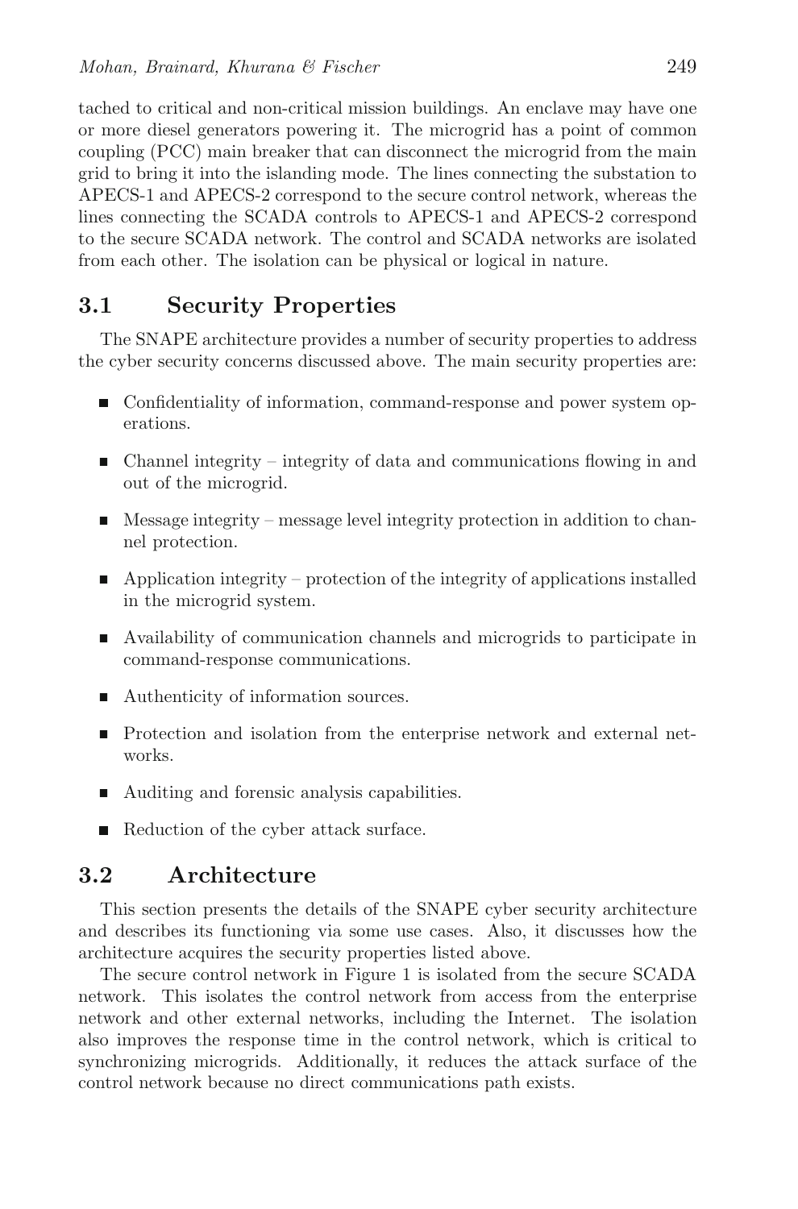tached to critical and non-critical mission buildings. An enclave may have one or more diesel generators powering it. The microgrid has a point of common coupling (PCC) main breaker that can disconnect the microgrid from the main grid to bring it into the islanding mode. The lines connecting the substation to APECS-1 and APECS-2 correspond to the secure control network, whereas the lines connecting the SCADA controls to APECS-1 and APECS-2 correspond to the secure SCADA network. The control and SCADA networks are isolated from each other. The isolation can be physical or logical in nature.

## 3.1 Security Properties

The SNAPE architecture provides a number of security properties to address the cyber security concerns discussed above. The main security properties are:

- Confidentiality of information, command-response and power system operations.
- Channel integrity – integrity of data and communications flowing in and out of the microgrid.
- Message integrity – message level integrity protection in addition to channel protection.
- Application integrity – protection of the integrity of applications installed in the microgrid system.
- Availability of communication channels and microgrids to participate in command-response communications.
- Authenticity of information sources.
- Protection and isolation from the enterprise network and external networks.
- Auditing and forensic analysis capabilities.
- Reduction of the cyber attack surface.

## 3.2 Architecture

This section presents the details of the SNAPE cyber security architecture and describes its functioning via some use cases. Also, it discusses how the architecture acquires the security properties listed above.

The secure control network in Figure 1 is isolated from the secure SCADA network. This isolates the control network from access from the enterprise network and other external networks, including the Internet. The isolation also improves the response time in the control network, which is critical to synchronizing microgrids. Additionally, it reduces the attack surface of the control network because no direct communications path exists.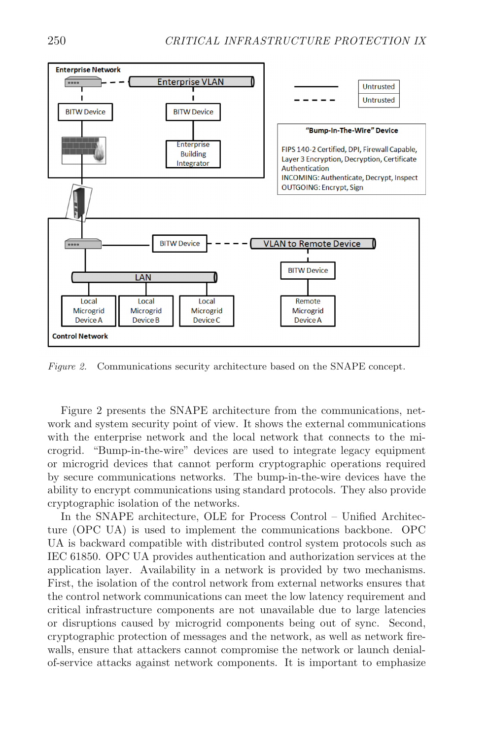*Figure 2.* Communications security architecture based on the SNAPE concept.

Figure 2 presents the SNAPE architecture from the communications, network and system security point of view. It shows the external communications with the enterprise network and the local network that connects to the microgrid. "Bump-in-the-wire" devices are used to integrate legacy equipment or microgrid devices that cannot perform cryptographic operations required by secure communications networks. The bump-in-the-wire devices have the ability to encrypt communications using standard protocols. They also provide cryptographic isolation of the networks.

In the SNAPE architecture, OLE for Process Control – Unified Architecture (OPC UA) is used to implement the communications backbone. OPC UA is backward compatible with distributed control system protocols such as IEC 61850. OPC UA provides authentication and authorization services at the application layer. Availability in a network is provided by two mechanisms. First, the isolation of the control network from external networks ensures that the control network communications can meet the low latency requirement and critical infrastructure components are not unavailable due to large latencies or disruptions caused by microgrid components being out of sync. Second, cryptographic protection of messages and the network, as well as network firewalls, ensure that attackers cannot compromise the network or launch denial-of-service attacks against network components. It is important to emphasize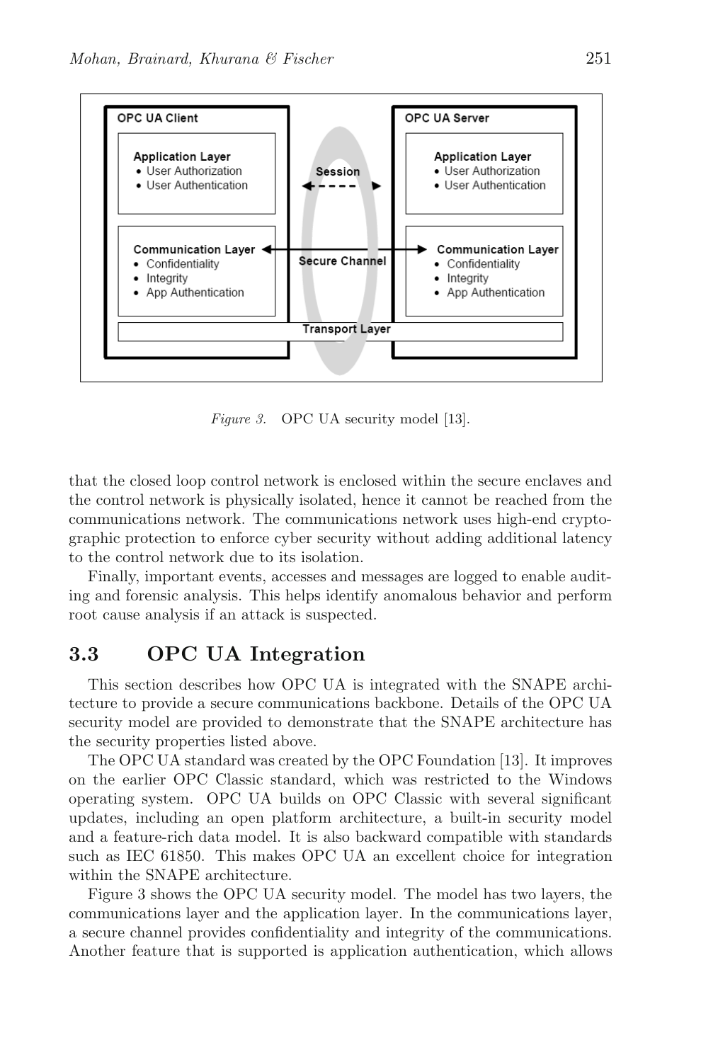Figure 3. OPC UA security model [13].

that the closed loop control network is enclosed within the secure enclaves and the control network is physically isolated, hence it cannot be reached from the communications network. The communications network uses high-end cryptographic protection to enforce cyber security without adding additional latency to the control network due to its isolation.

Finally, important events, accesses and messages are logged to enable auditing and forensic analysis. This helps identify anomalous behavior and perform root cause analysis if an attack is suspected.

## 3.3 OPC UA Integration

This section describes how OPC UA is integrated with the SNAPE architecture to provide a secure communications backbone. Details of the OPC UA security model are provided to demonstrate that the SNAPE architecture has the security properties listed above.

The OPC UA standard was created by the OPC Foundation [13]. It improves on the earlier OPC Classic standard, which was restricted to the Windows operating system. OPC UA builds on OPC Classic with several significant updates, including an open platform architecture, a built-in security model and a feature-rich data model. It is also backward compatible with standards such as IEC 61850. This makes OPC UA an excellent choice for integration within the SNAPE architecture.

Figure 3 shows the OPC UA security model. The model has two layers, the communications layer and the application layer. In the communications layer, a secure channel provides confidentiality and integrity of the communications. Another feature that is supported is application authentication, which allows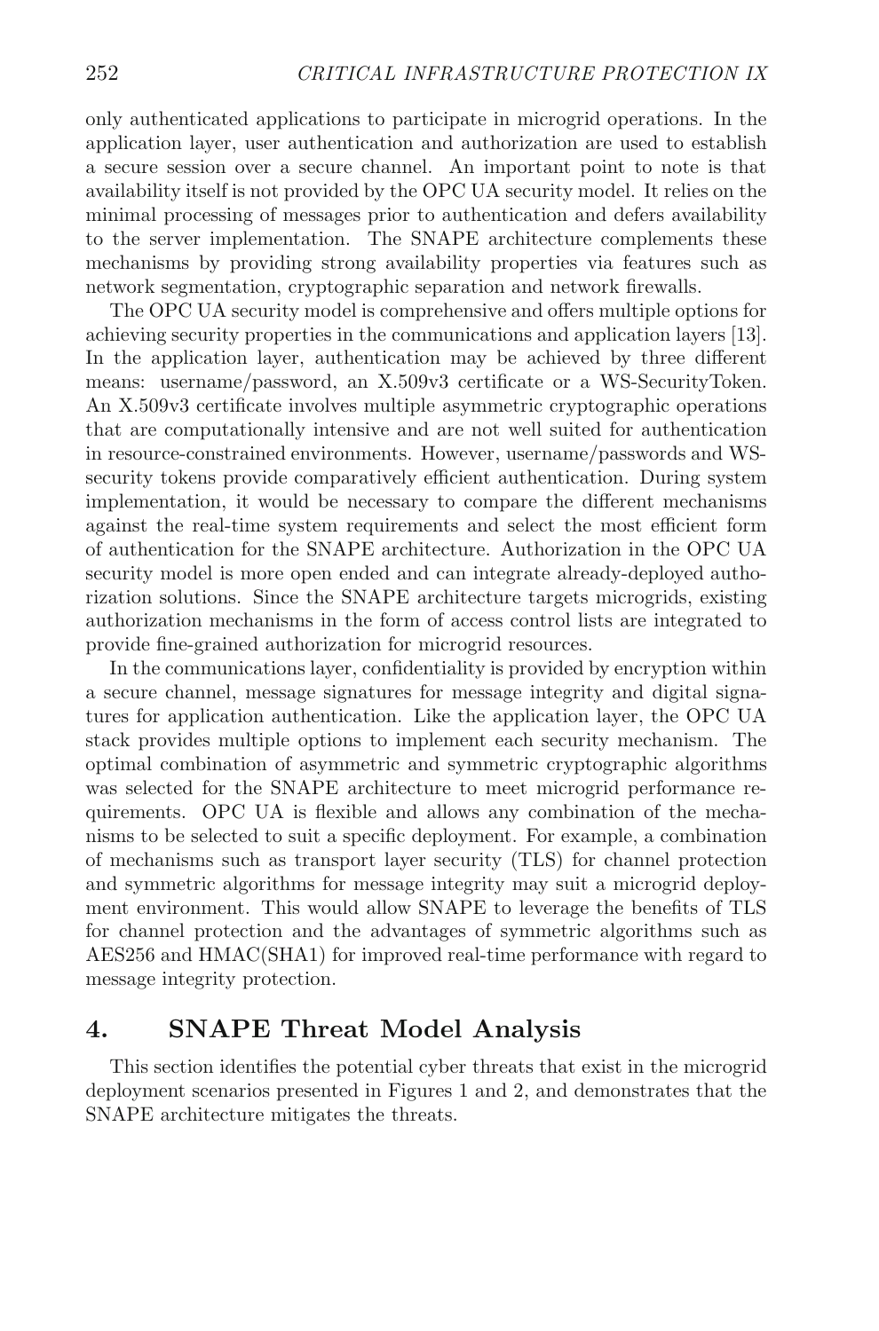only authenticated applications to participate in microgrid operations. In the application layer, user authentication and authorization are used to establish a secure session over a secure channel. An important point to note is that availability itself is not provided by the OPC UA security model. It relies on the minimal processing of messages prior to authentication and defers availability to the server implementation. The SNAPE architecture complements these mechanisms by providing strong availability properties via features such as network segmentation, cryptographic separation and network firewalls.

The OPC UA security model is comprehensive and offers multiple options for achieving security properties in the communications and application layers [13]. In the application layer, authentication may be achieved by three different means: username/password, an X.509v3 certificate or a WS-SecurityToken. An X.509v3 certificate involves multiple asymmetric cryptographic operations that are computationally intensive and are not well suited for authentication in resource-constrained environments. However, username/passwords and WS-security tokens provide comparatively efficient authentication. During system implementation, it would be necessary to compare the different mechanisms against the real-time system requirements and select the most efficient form of authentication for the SNAPE architecture. Authorization in the OPC UA security model is more open ended and can integrate already-deployed authorization solutions. Since the SNAPE architecture targets microgrids, existing authorization mechanisms in the form of access control lists are integrated to provide fine-grained authorization for microgrid resources.

In the communications layer, confidentiality is provided by encryption within a secure channel, message signatures for message integrity and digital signatures for application authentication. Like the application layer, the OPC UA stack provides multiple options to implement each security mechanism. The optimal combination of asymmetric and symmetric cryptographic algorithms was selected for the SNAPE architecture to meet microgrid performance requirements. OPC UA is flexible and allows any combination of the mechanisms to be selected to suit a specific deployment. For example, a combination of mechanisms such as transport layer security (TLS) for channel protection and symmetric algorithms for message integrity may suit a microgrid deployment environment. This would allow SNAPE to leverage the benefits of TLS for channel protection and the advantages of symmetric algorithms such as AES256 and HMAC(SHA1) for improved real-time performance with regard to message integrity protection.

## 4. SNAPE Threat Model Analysis

This section identifies the potential cyber threats that exist in the microgrid deployment scenarios presented in Figures 1 and 2, and demonstrates that the SNAPE architecture mitigates the threats.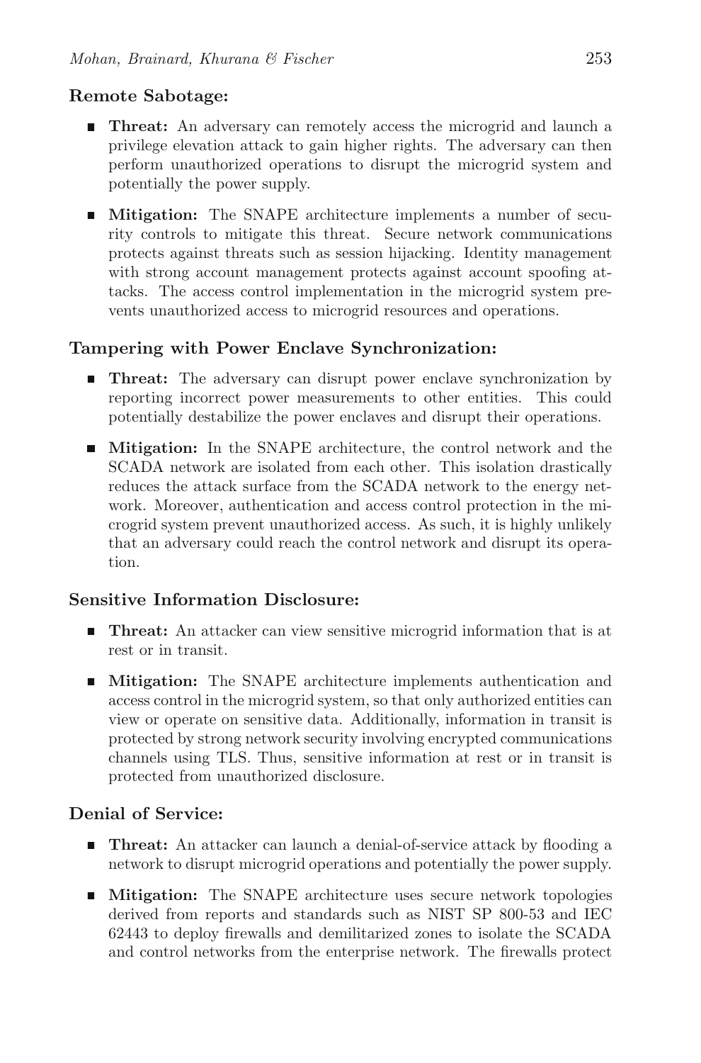**Remote Sabotage:**

- **Threat:** An adversary can remotely access the microgrid and launch a privilege elevation attack to gain higher rights. The adversary can then perform unauthorized operations to disrupt the microgrid system and potentially the power supply.

- **Mitigation:** The SNAPE architecture implements a number of security controls to mitigate this threat. Secure network communications protects against threats such as session hijacking. Identity management with strong account management protects against account spoofing attacks. The access control implementation in the microgrid system prevents unauthorized access to microgrid resources and operations.

**Tampering with Power Enclave Synchronization:**

- **Threat:** The adversary can disrupt power enclave synchronization by reporting incorrect power measurements to other entities. This could potentially destabilize the power enclaves and disrupt their operations.

- **Mitigation:** In the SNAPE architecture, the control network and the SCADA network are isolated from each other. This isolation drastically reduces the attack surface from the SCADA network to the energy network. Moreover, authentication and access control protection in the microgrid system prevent unauthorized access. As such, it is highly unlikely that an adversary could reach the control network and disrupt its operation.

**Sensitive Information Disclosure:**

- **Threat:** An attacker can view sensitive microgrid information that is at rest or in transit.

- **Mitigation:** The SNAPE architecture implements authentication and access control in the microgrid system, so that only authorized entities can view or operate on sensitive data. Additionally, information in transit is protected by strong network security involving encrypted communications channels using TLS. Thus, sensitive information at rest or in transit is protected from unauthorized disclosure.

**Denial of Service:**

- **Threat:** An attacker can launch a denial-of-service attack by flooding a network to disrupt microgrid operations and potentially the power supply.

- **Mitigation:** The SNAPE architecture uses secure network topologies derived from reports and standards such as NIST SP 800-53 and IEC 62443 to deploy firewalls and demilitarized zones to isolate the SCADA and control networks from the enterprise network. The firewalls protect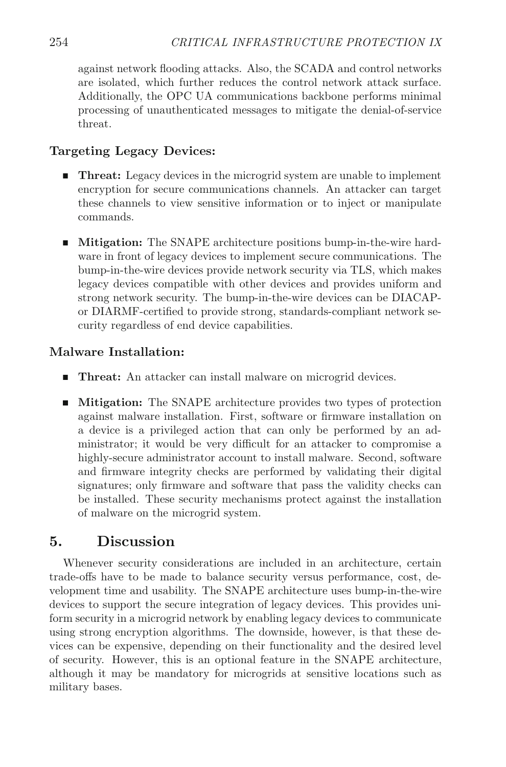against network flooding attacks. Also, the SCADA and control networks are isolated, which further reduces the control network attack surface. Additionally, the OPC UA communications backbone performs minimal processing of unauthenticated messages to mitigate the denial-of-service threat.

**Targeting Legacy Devices:**

- **Threat:** Legacy devices in the microgrid system are unable to implement encryption for secure communications channels. An attacker can target these channels to view sensitive information or to inject or manipulate commands.

- **Mitigation:** The SNAPE architecture positions bump-in-the-wire hardware in front of legacy devices to implement secure communications. The bump-in-the-wire devices provide network security via TLS, which makes legacy devices compatible with other devices and provides uniform and strong network security. The bump-in-the-wire devices can be DIACAP- or DIARMF-certified to provide strong, standards-compliant network security regardless of end device capabilities.

**Malware Installation:**

- **Threat:** An attacker can install malware on microgrid devices.

- **Mitigation:** The SNAPE architecture provides two types of protection against malware installation. First, software or firmware installation on a device is a privileged action that can only be performed by an administrator; it would be very difficult for an attacker to compromise a highly-secure administrator account to install malware. Second, software and firmware integrity checks are performed by validating their digital signatures; only firmware and software that pass the validity checks can be installed. These security mechanisms protect against the installation of malware on the microgrid system.

## 5. Discussion

Whenever security considerations are included in an architecture, certain trade-offs have to be made to balance security versus performance, cost, development time and usability. The SNAPE architecture uses bump-in-the-wire devices to support the secure integration of legacy devices. This provides uniform security in a microgrid network by enabling legacy devices to communicate using strong encryption algorithms. The downside, however, is that these devices can be expensive, depending on their functionality and the desired level of security. However, this is an optional feature in the SNAPE architecture, although it may be mandatory for microgrids at sensitive locations such as military bases.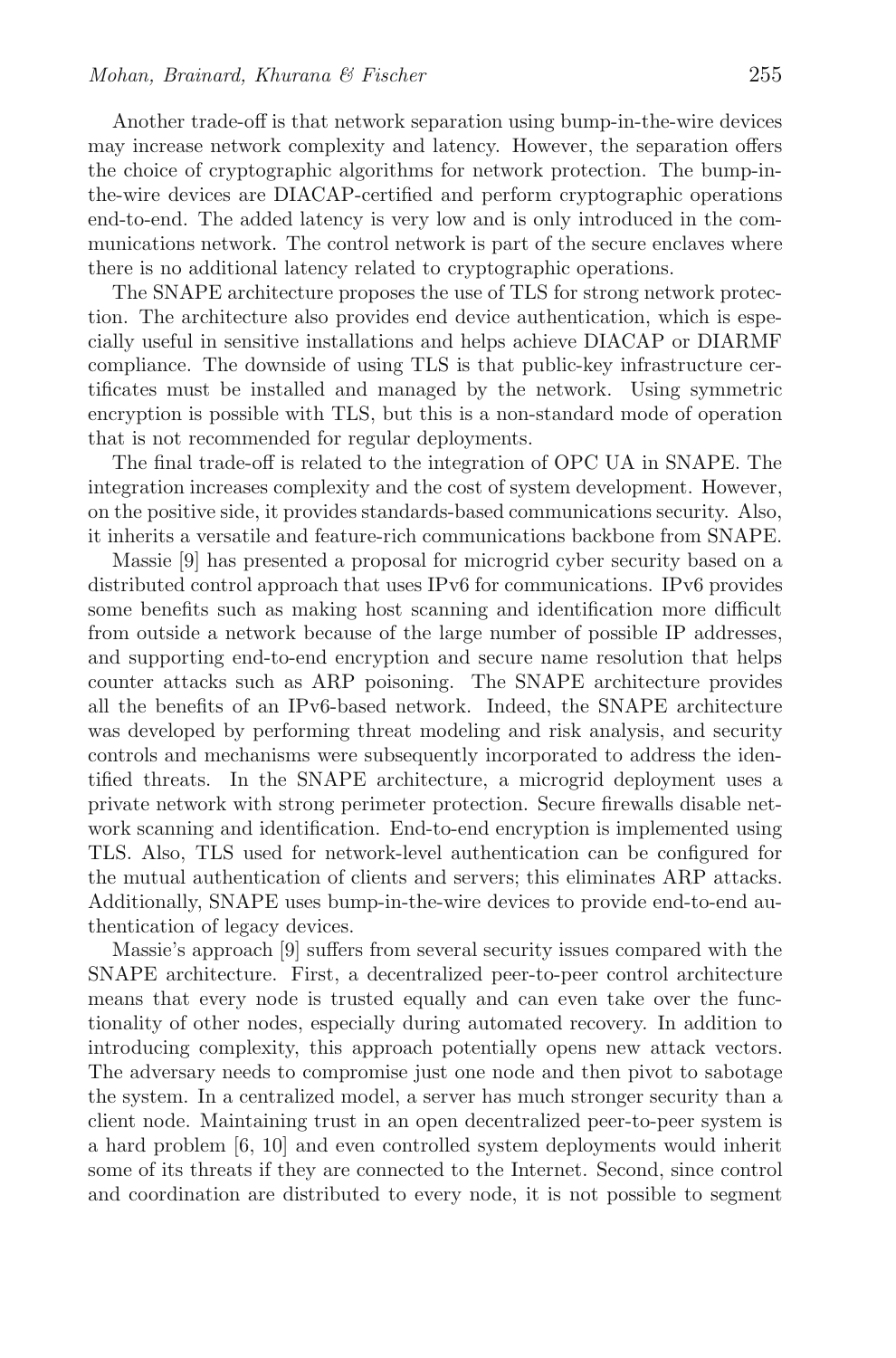Another trade-off is that network separation using bump-in-the-wire devices may increase network complexity and latency. However, the separation offers the choice of cryptographic algorithms for network protection. The bump-in-the-wire devices are DIACAP-certified and perform cryptographic operations end-to-end. The added latency is very low and is only introduced in the communications network. The control network is part of the secure enclaves where there is no additional latency related to cryptographic operations.

The SNAPE architecture proposes the use of TLS for strong network protection. The architecture also provides end device authentication, which is especially useful in sensitive installations and helps achieve DIACAP or DIARMF compliance. The downside of using TLS is that public-key infrastructure certificates must be installed and managed by the network. Using symmetric encryption is possible with TLS, but this is a non-standard mode of operation that is not recommended for regular deployments.

The final trade-off is related to the integration of OPC UA in SNAPE. The integration increases complexity and the cost of system development. However, on the positive side, it provides standards-based communications security. Also, it inherits a versatile and feature-rich communications backbone from SNAPE.

Massie [9] has presented a proposal for microgrid cyber security based on a distributed control approach that uses IPv6 for communications. IPv6 provides some benefits such as making host scanning and identification more difficult from outside a network because of the large number of possible IP addresses, and supporting end-to-end encryption and secure name resolution that helps counter attacks such as ARP poisoning. The SNAPE architecture provides all the benefits of an IPv6-based network. Indeed, the SNAPE architecture was developed by performing threat modeling and risk analysis, and security controls and mechanisms were subsequently incorporated to address the identified threats. In the SNAPE architecture, a microgrid deployment uses a private network with strong perimeter protection. Secure firewalls disable network scanning and identification. End-to-end encryption is implemented using TLS. Also, TLS used for network-level authentication can be configured for the mutual authentication of clients and servers; this eliminates ARP attacks. Additionally, SNAPE uses bump-in-the-wire devices to provide end-to-end authentication of legacy devices.

Massie's approach [9] suffers from several security issues compared with the SNAPE architecture. First, a decentralized peer-to-peer control architecture means that every node is trusted equally and can even take over the functionality of other nodes, especially during automated recovery. In addition to introducing complexity, this approach potentially opens new attack vectors. The adversary needs to compromise just one node and then pivot to sabotage the system. In a centralized model, a server has much stronger security than a client node. Maintaining trust in an open decentralized peer-to-peer system is a hard problem [6, 10] and even controlled system deployments would inherit some of its threats if they are connected to the Internet. Second, since control and coordination are distributed to every node, it is not possible to segment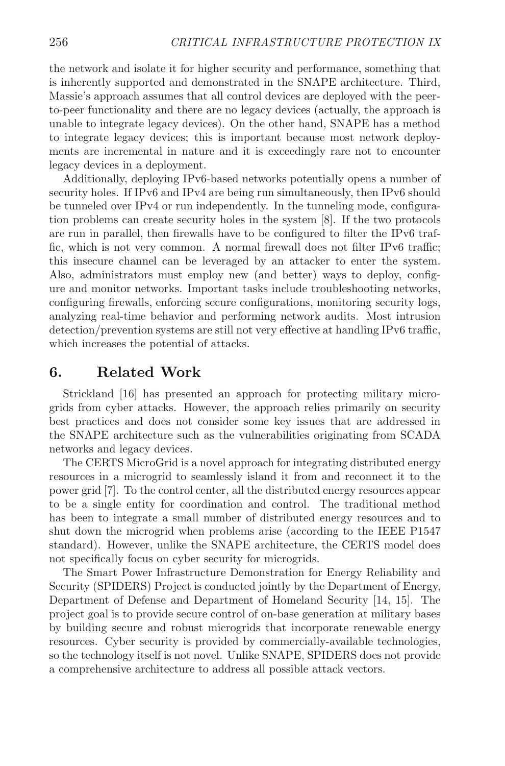the network and isolate it for higher security and performance, something that is inherently supported and demonstrated in the SNAPE architecture. Third, Massie's approach assumes that all control devices are deployed with the peer-to-peer functionality and there are no legacy devices (actually, the approach is unable to integrate legacy devices). On the other hand, SNAPE has a method to integrate legacy devices; this is important because most network deployments are incremental in nature and it is exceedingly rare not to encounter legacy devices in a deployment.

Additionally, deploying IPv6-based networks potentially opens a number of security holes. If IPv6 and IPv4 are being run simultaneously, then IPv6 should be tunneled over IPv4 or run independently. In the tunneling mode, configuration problems can create security holes in the system [8]. If the two protocols are run in parallel, then firewalls have to be configured to filter the IPv6 traffic, which is not very common. A normal firewall does not filter IPv6 traffic; this insecure channel can be leveraged by an attacker to enter the system. Also, administrators must employ new (and better) ways to deploy, configure and monitor networks. Important tasks include troubleshooting networks, configuring firewalls, enforcing secure configurations, monitoring security logs, analyzing real-time behavior and performing network audits. Most intrusion detection/prevention systems are still not very effective at handling IPv6 traffic, which increases the potential of attacks.

## 6. Related Work

Strickland [16] has presented an approach for protecting military microgrids from cyber attacks. However, the approach relies primarily on security best practices and does not consider some key issues that are addressed in the SNAPE architecture such as the vulnerabilities originating from SCADA networks and legacy devices.

The CERTS MicroGrid is a novel approach for integrating distributed energy resources in a microgrid to seamlessly island it from and reconnect it to the power grid [7]. To the control center, all the distributed energy resources appear to be a single entity for coordination and control. The traditional method has been to integrate a small number of distributed energy resources and to shut down the microgrid when problems arise (according to the IEEE P1547 standard). However, unlike the SNAPE architecture, the CERTS model does not specifically focus on cyber security for microgrids.

The Smart Power Infrastructure Demonstration for Energy Reliability and Security (SPIDERS) Project is conducted jointly by the Department of Energy, Department of Defense and Department of Homeland Security [14, 15]. The project goal is to provide secure control of on-base generation at military bases by building secure and robust microgrids that incorporate renewable energy resources. Cyber security is provided by commercially-available technologies, so the technology itself is not novel. Unlike SNAPE, SPIDERS does not provide a comprehensive architecture to address all possible attack vectors.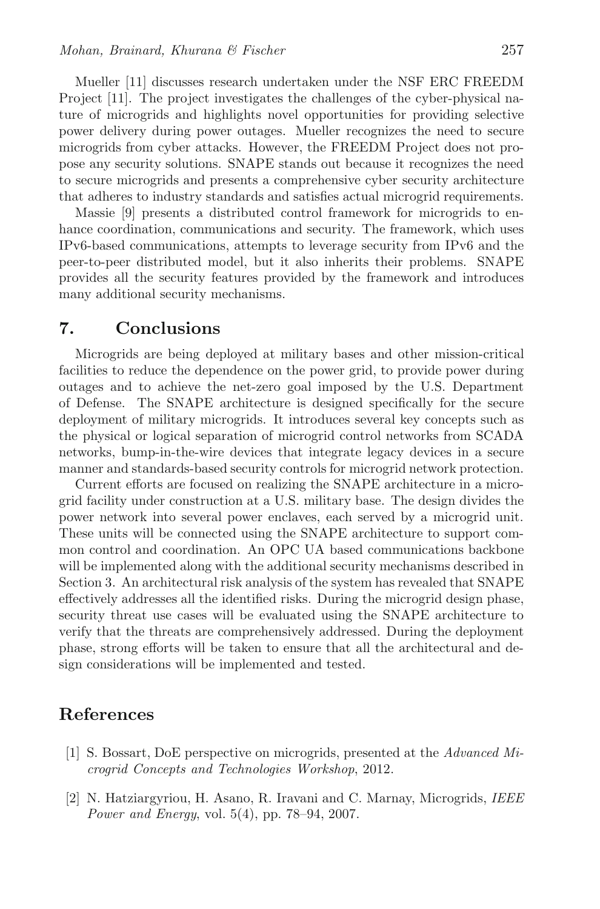Mueller [11] discusses research undertaken under the NSF ERC FREEDM Project [11]. The project investigates the challenges of the cyber-physical nature of microgrids and highlights novel opportunities for providing selective power delivery during power outages. Mueller recognizes the need to secure microgrids from cyber attacks. However, the FREEDM Project does not propose any security solutions. SNAPE stands out because it recognizes the need to secure microgrids and presents a comprehensive cyber security architecture that adheres to industry standards and satisfies actual microgrid requirements.

Massie [9] presents a distributed control framework for microgrids to enhance coordination, communications and security. The framework, which uses IPv6-based communications, attempts to leverage security from IPv6 and the peer-to-peer distributed model, but it also inherits their problems. SNAPE provides all the security features provided by the framework and introduces many additional security mechanisms.

## 7. Conclusions

Microgrids are being deployed at military bases and other mission-critical facilities to reduce the dependence on the power grid, to provide power during outages and to achieve the net-zero goal imposed by the U.S. Department of Defense. The SNAPE architecture is designed specifically for the secure deployment of military microgrids. It introduces several key concepts such as the physical or logical separation of microgrid control networks from SCADA networks, bump-in-the-wire devices that integrate legacy devices in a secure manner and standards-based security controls for microgrid network protection.

Current efforts are focused on realizing the SNAPE architecture in a microgrid facility under construction at a U.S. military base. The design divides the power network into several power enclaves, each served by a microgrid unit. These units will be connected using the SNAPE architecture to support common control and coordination. An OPC UA based communications backbone will be implemented along with the additional security mechanisms described in Section 3. An architectural risk analysis of the system has revealed that SNAPE effectively addresses all the identified risks. During the microgrid design phase, security threat use cases will be evaluated using the SNAPE architecture to verify that the threats are comprehensively addressed. During the deployment phase, strong efforts will be taken to ensure that all the architectural and design considerations will be implemented and tested.

## References

[1] S. Bossart, DoE perspective on microgrids, presented at the *Advanced Microgrid Concepts and Technologies Workshop*, 2012.

[2] N. Hatziargyriou, H. Asano, R. Iravani and C. Marnay, Microgrids, *IEEE Power and Energy*, vol. 5(4), pp. 78–94, 2007.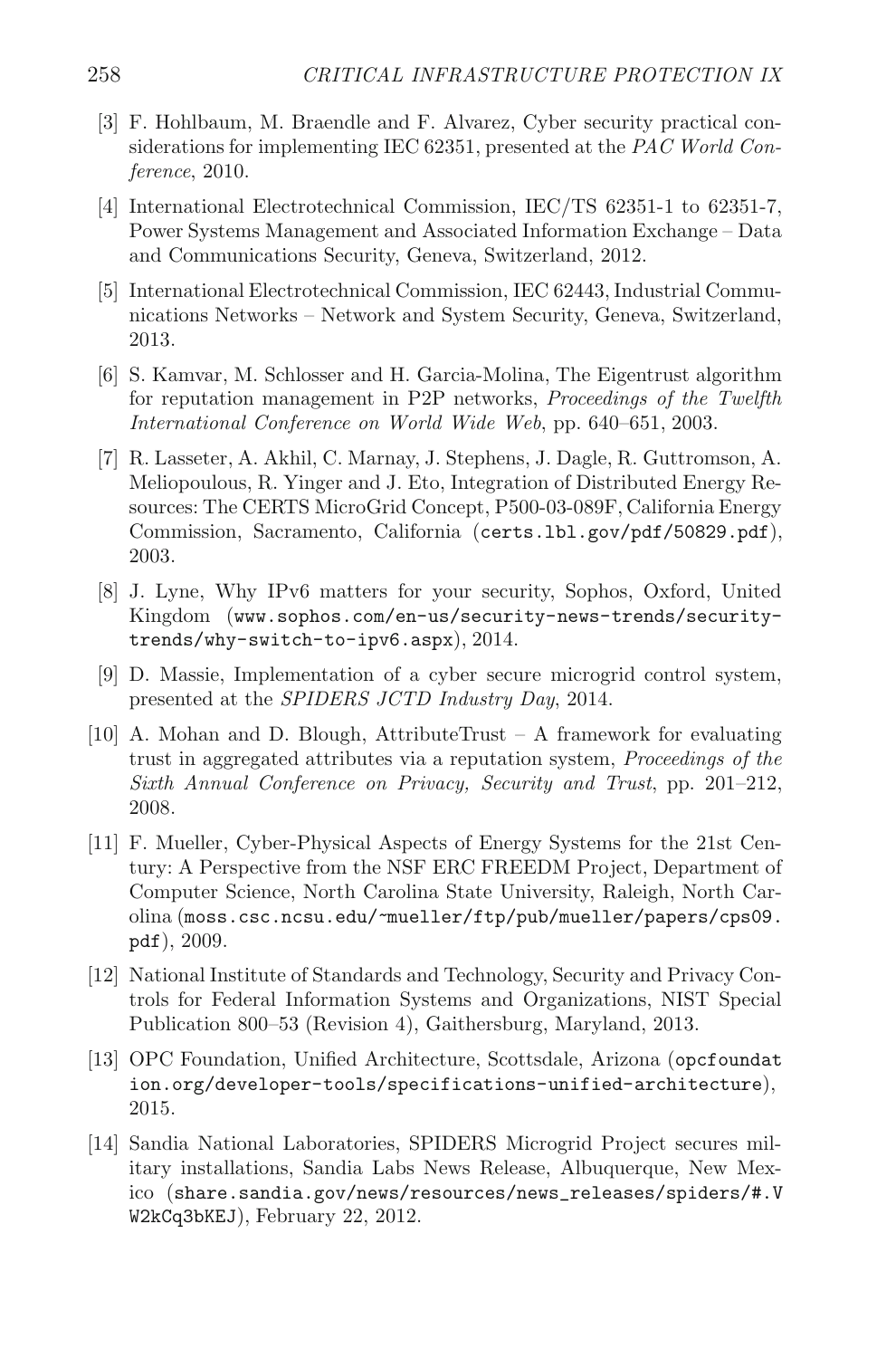[3] F. Hohlbaum, M. Braendle and F. Alvarez, Cyber security practical considerations for implementing IEC 62351, presented at the *PAC World Conference*, 2010.

[4] International Electrotechnical Commission, IEC/TS 62351-1 to 62351-7, Power Systems Management and Associated Information Exchange – Data and Communications Security, Geneva, Switzerland, 2012.

[5] International Electrotechnical Commission, IEC 62443, Industrial Communications Networks – Network and System Security, Geneva, Switzerland, 2013.

[6] S. Kamvar, M. Schlosser and H. Garcia-Molina, The Eigentrust algorithm for reputation management in P2P networks, *Proceedings of the Twelfth International Conference on World Wide Web*, pp. 640–651, 2003.

[7] R. Lasseter, A. Akhil, C. Marnay, J. Stephens, J. Dagle, R. Guttromson, A. Meliopoulous, R. Yinger and J. Eto, Integration of Distributed Energy Resources: The CERTS MicroGrid Concept, P500-03-089F, California Energy Commission, Sacramento, California (`certs.lbl.gov/pdf/50829.pdf`), 2003.

[8] J. Lyne, Why IPv6 matters for your security, Sophos, Oxford, United Kingdom (`www.sophos.com/en-us/security-news-trends/security-trends/why-switch-to-ipv6.aspx`), 2014.

[9] D. Massie, Implementation of a cyber secure microgrid control system, presented at the *SPIDERS JCTD Industry Day*, 2014.

[10] A. Mohan and D. Blough, AttributeTrust – A framework for evaluating trust in aggregated attributes via a reputation system, *Proceedings of the Sixth Annual Conference on Privacy, Security and Trust*, pp. 201–212, 2008.

[11] F. Mueller, Cyber-Physical Aspects of Energy Systems for the 21st Century: A Perspective from the NSF ERC FREEDM Project, Department of Computer Science, North Carolina State University, Raleigh, North Carolina (`moss.csc.ncsu.edu/~mueller/ftp/pub/mueller/papers/cps09.pdf`), 2009.

[12] National Institute of Standards and Technology, Security and Privacy Controls for Federal Information Systems and Organizations, NIST Special Publication 800–53 (Revision 4), Gaithersburg, Maryland, 2013.

[13] OPC Foundation, Unified Architecture, Scottsdale, Arizona (`opcfoundation.org/developer-tools/specifications-unified-architecture`), 2015.

[14] Sandia National Laboratories, SPIDERS Microgrid Project secures military installations, Sandia Labs News Release, Albuquerque, New Mexico (`share.sandia.gov/news/resources/news_releases/spiders/#.VW2kCq3bKEJ`), February 22, 2012.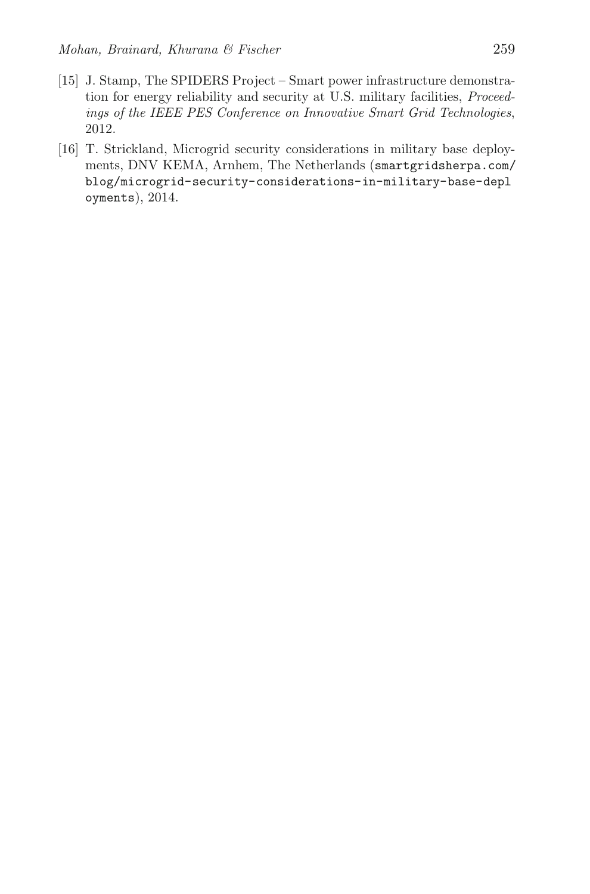[15] J. Stamp, The SPIDERS Project – Smart power infrastructure demonstration for energy reliability and security at U.S. military facilities, *Proceedings of the IEEE PES Conference on Innovative Smart Grid Technologies*, 2012.

[16] T. Strickland, Microgrid security considerations in military base deployments, DNV KEMA, Arnhem, The Netherlands (`smartgridsherpa.com/blog/microgrid-security-considerations-in-military-base-deployments`), 2014.